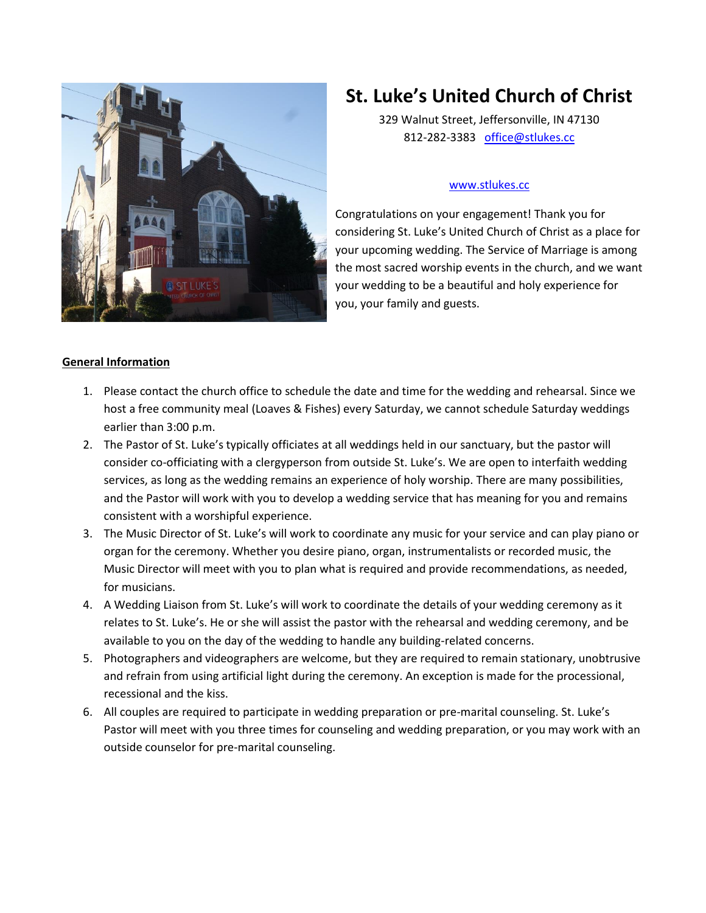# St. Luke's United Church of Christ

329 Walnut Street, Jeffersonville, IN 47130
812-282-3383 office@stlukes.cc

www.stlukes.cc

Congratulations on your engagement! Thank you for considering St. Luke's United Church of Christ as a place for your upcoming wedding. The Service of Marriage is among the most sacred worship events in the church, and we want your wedding to be a beautiful and holy experience for you, your family and guests.

## General Information

1. Please contact the church office to schedule the date and time for the wedding and rehearsal. Since we host a free community meal (Loaves & Fishes) every Saturday, we cannot schedule Saturday weddings earlier than 3:00 p.m.
2. The Pastor of St. Luke's typically officiates at all weddings held in our sanctuary, but the pastor will consider co-officiating with a clergyperson from outside St. Luke's. We are open to interfaith wedding services, as long as the wedding remains an experience of holy worship. There are many possibilities, and the Pastor will work with you to develop a wedding service that has meaning for you and remains consistent with a worshipful experience.
3. The Music Director of St. Luke's will work to coordinate any music for your service and can play piano or organ for the ceremony. Whether you desire piano, organ, instrumentalists or recorded music, the Music Director will meet with you to plan what is required and provide recommendations, as needed, for musicians.
4. A Wedding Liaison from St. Luke's will work to coordinate the details of your wedding ceremony as it relates to St. Luke's. He or she will assist the pastor with the rehearsal and wedding ceremony, and be available to you on the day of the wedding to handle any building-related concerns.
5. Photographers and videographers are welcome, but they are required to remain stationary, unobtrusive and refrain from using artificial light during the ceremony. An exception is made for the processional, recessional and the kiss.
6. All couples are required to participate in wedding preparation or pre-marital counseling. St. Luke's Pastor will meet with you three times for counseling and wedding preparation, or you may work with an outside counselor for pre-marital counseling.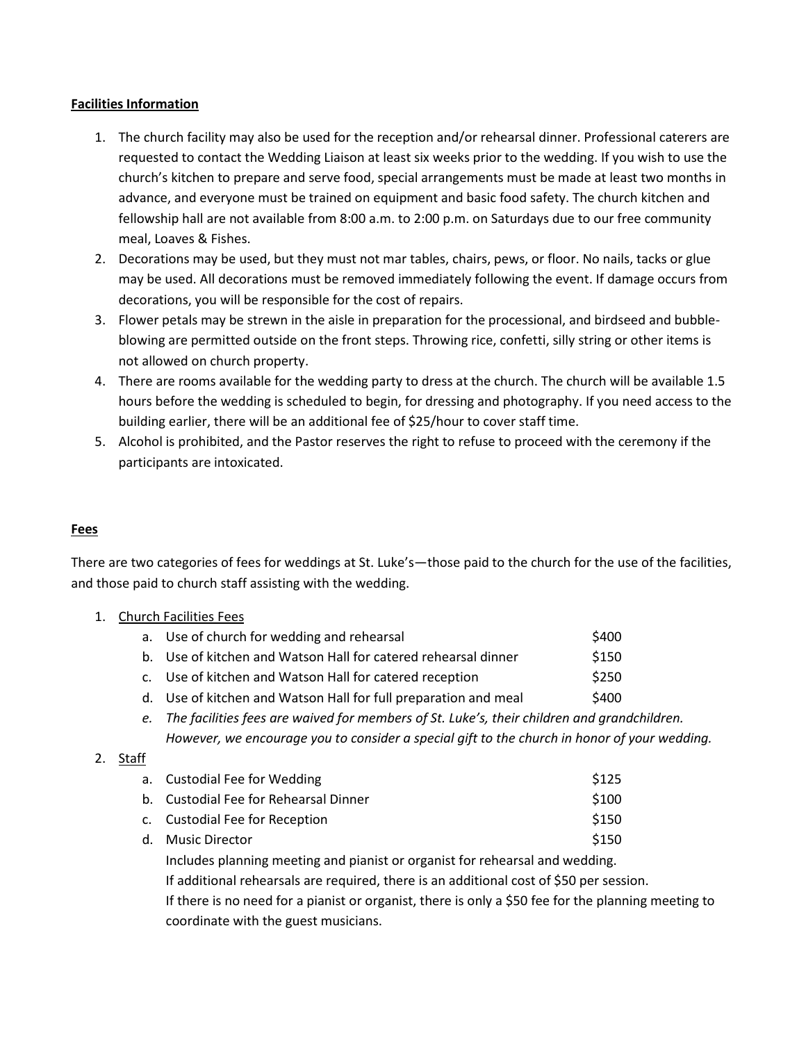**Facilities Information**

1. The church facility may also be used for the reception and/or rehearsal dinner. Professional caterers are requested to contact the Wedding Liaison at least six weeks prior to the wedding. If you wish to use the church's kitchen to prepare and serve food, special arrangements must be made at least two months in advance, and everyone must be trained on equipment and basic food safety. The church kitchen and fellowship hall are not available from 8:00 a.m. to 2:00 p.m. on Saturdays due to our free community meal, Loaves & Fishes.
2. Decorations may be used, but they must not mar tables, chairs, pews, or floor. No nails, tacks or glue may be used. All decorations must be removed immediately following the event. If damage occurs from decorations, you will be responsible for the cost of repairs.
3. Flower petals may be strewn in the aisle in preparation for the processional, and birdseed and bubble-blowing are permitted outside on the front steps. Throwing rice, confetti, silly string or other items is not allowed on church property.
4. There are rooms available for the wedding party to dress at the church. The church will be available 1.5 hours before the wedding is scheduled to begin, for dressing and photography. If you need access to the building earlier, there will be an additional fee of $25/hour to cover staff time.
5. Alcohol is prohibited, and the Pastor reserves the right to refuse to proceed with the ceremony if the participants are intoxicated.

**Fees**

There are two categories of fees for weddings at St. Luke's—those paid to the church for the use of the facilities, and those paid to church staff assisting with the wedding.

1. Church Facilities Fees
   a. Use of church for wedding and rehearsal — $400
   b. Use of kitchen and Watson Hall for catered rehearsal dinner — $150
   c. Use of kitchen and Watson Hall for catered reception — $250
   d. Use of kitchen and Watson Hall for full preparation and meal — $400
   e. *The facilities fees are waived for members of St. Luke's, their children and grandchildren. However, we encourage you to consider a special gift to the church in honor of your wedding.*
2. Staff
   a. Custodial Fee for Wedding — $125
   b. Custodial Fee for Rehearsal Dinner — $100
   c. Custodial Fee for Reception — $150
   d. Music Director — $150

      Includes planning meeting and pianist or organist for rehearsal and wedding.

      If additional rehearsals are required, there is an additional cost of $50 per session.

      If there is no need for a pianist or organist, there is only a $50 fee for the planning meeting to coordinate with the guest musicians.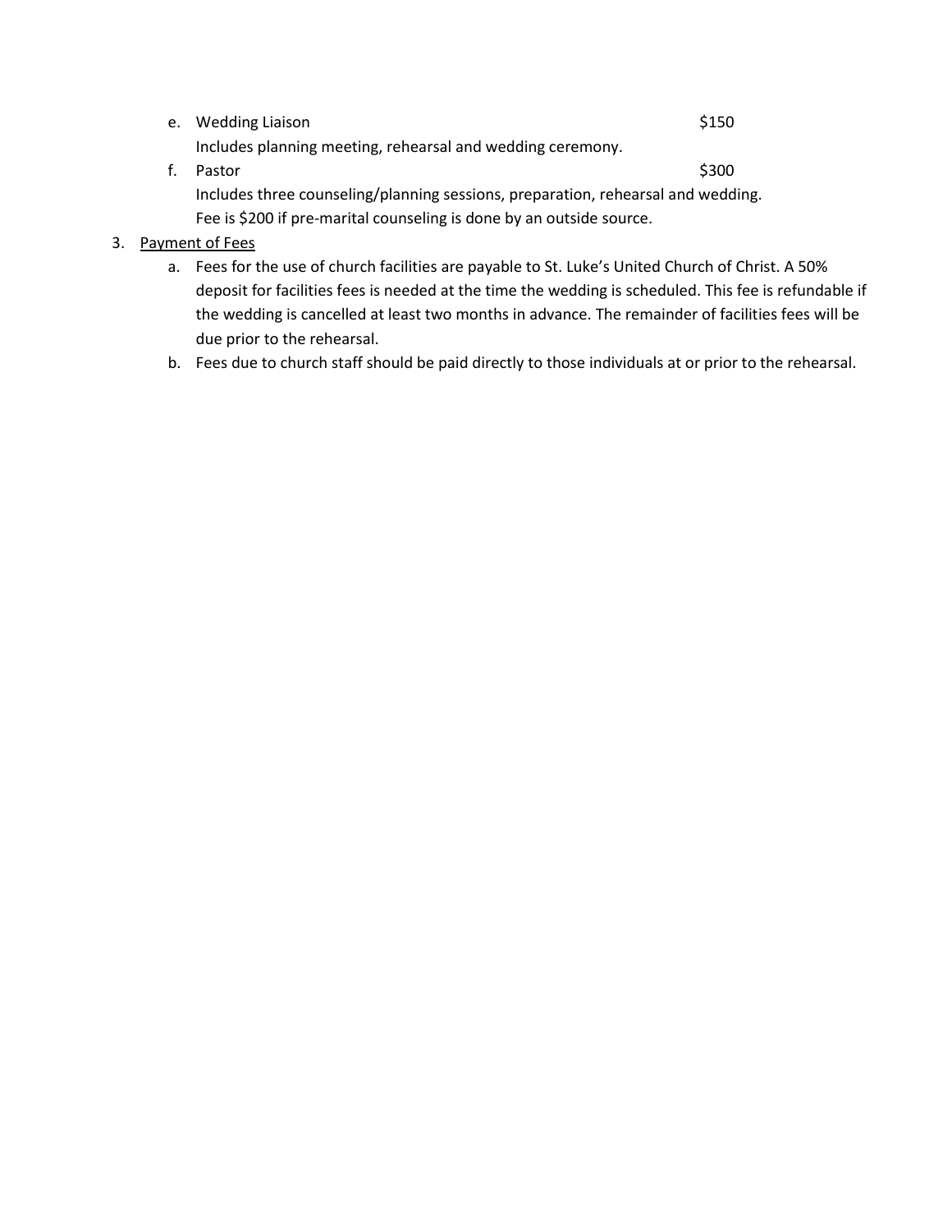e. Wedding Liaison $150

   Includes planning meeting, rehearsal and wedding ceremony.

f. Pastor $300

   Includes three counseling/planning sessions, preparation, rehearsal and wedding.
   Fee is $200 if pre-marital counseling is done by an outside source.

3. <u>Payment of Fees</u>
   a. Fees for the use of church facilities are payable to St. Luke's United Church of Christ. A 50% deposit for facilities fees is needed at the time the wedding is scheduled. This fee is refundable if the wedding is cancelled at least two months in advance. The remainder of facilities fees will be due prior to the rehearsal.
   b. Fees due to church staff should be paid directly to those individuals at or prior to the rehearsal.